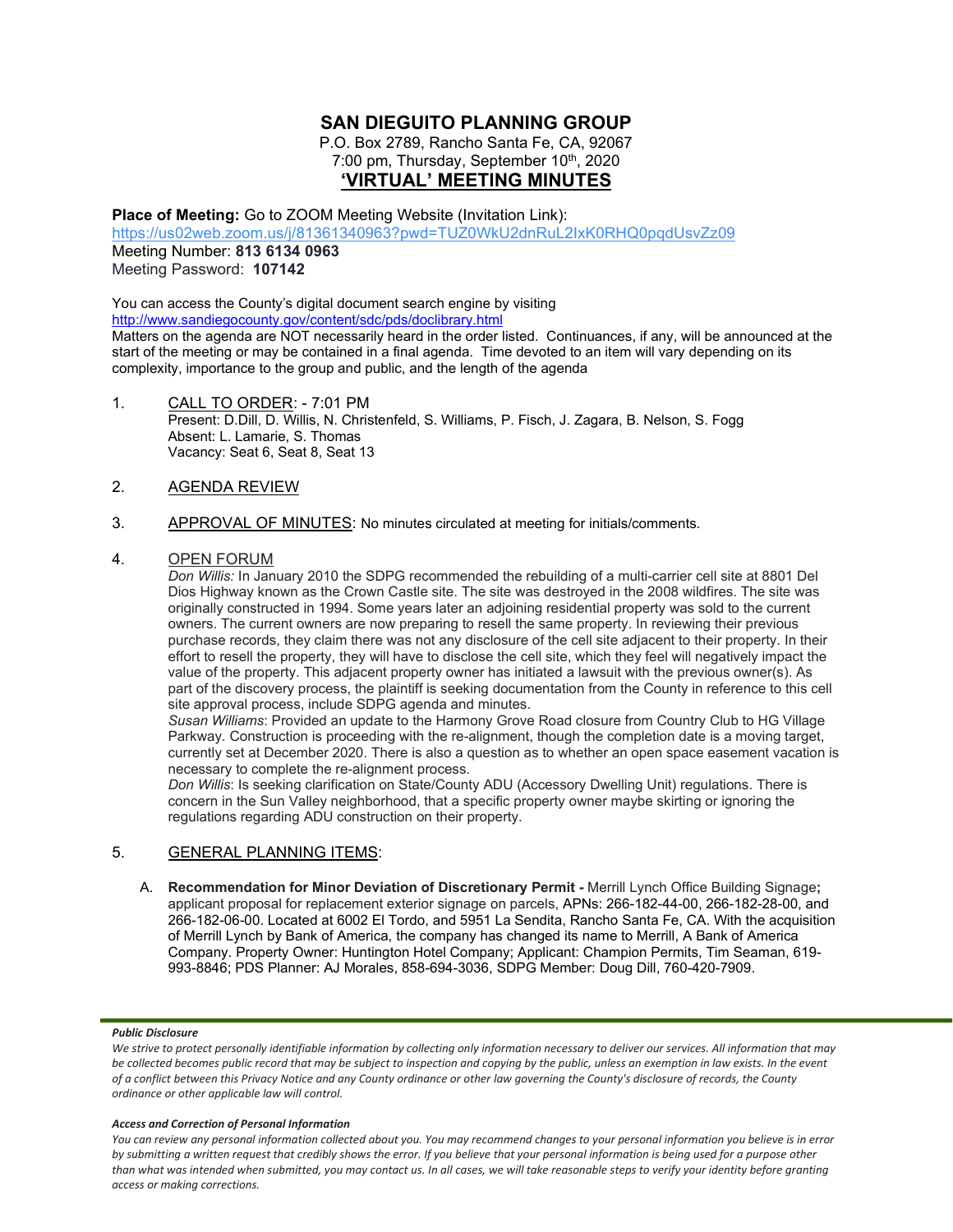# SAN DIEGUITO PLANNING GROUP

P.O. Box 2789, Rancho Santa Fe, CA, 92067
7:00 pm, Thursday, September 10th, 2020

## 'VIRTUAL' MEETING MINUTES

**Place of Meeting:** Go to ZOOM Meeting Website (Invitation Link):
https://us02web.zoom.us/j/81361340963?pwd=TUZ0WkU2dnRuL2IxK0RHQ0pqdUsvZz09
Meeting Number: **813 6134 0963**
Meeting Password: **107142**

You can access the County's digital document search engine by visiting
http://www.sandiegocounty.gov/content/sdc/pds/doclibrary.html
Matters on the agenda are NOT necessarily heard in the order listed. Continuances, if any, will be announced at the start of the meeting or may be contained in a final agenda. Time devoted to an item will vary depending on its complexity, importance to the group and public, and the length of the agenda

1. CALL TO ORDER: - 7:01 PM
   Present: D.Dill, D. Willis, N. Christenfeld, S. Williams, P. Fisch, J. Zagara, B. Nelson, S. Fogg
   Absent: L. Lamarie, S. Thomas
   Vacancy: Seat 6, Seat 8, Seat 13

2. AGENDA REVIEW

3. APPROVAL OF MINUTES: No minutes circulated at meeting for initials/comments.

4. OPEN FORUM
   *Don Willis:* In January 2010 the SDPG recommended the rebuilding of a multi-carrier cell site at 8801 Del Dios Highway known as the Crown Castle site. The site was destroyed in the 2008 wildfires. The site was originally constructed in 1994. Some years later an adjoining residential property was sold to the current owners. The current owners are now preparing to resell the same property. In reviewing their previous purchase records, they claim there was not any disclosure of the cell site adjacent to their property. In their effort to resell the property, they will have to disclose the cell site, which they feel will negatively impact the value of the property. This adjacent property owner has initiated a lawsuit with the previous owner(s). As part of the discovery process, the plaintiff is seeking documentation from the County in reference to this cell site approval process, include SDPG agenda and minutes.
   *Susan Williams*: Provided an update to the Harmony Grove Road closure from Country Club to HG Village Parkway. Construction is proceeding with the re-alignment, though the completion date is a moving target, currently set at December 2020. There is also a question as to whether an open space easement vacation is necessary to complete the re-alignment process.
   *Don Willis*: Is seeking clarification on State/County ADU (Accessory Dwelling Unit) regulations. There is concern in the Sun Valley neighborhood, that a specific property owner maybe skirting or ignoring the regulations regarding ADU construction on their property.

5. GENERAL PLANNING ITEMS:

   A. **Recommendation for Minor Deviation of Discretionary Permit -** Merrill Lynch Office Building Signage**;** applicant proposal for replacement exterior signage on parcels, APNs: 266-182-44-00, 266-182-28-00, and 266-182-06-00. Located at 6002 El Tordo, and 5951 La Sendita, Rancho Santa Fe, CA. With the acquisition of Merrill Lynch by Bank of America, the company has changed its name to Merrill, A Bank of America Company. Property Owner: Huntington Hotel Company; Applicant: Champion Permits, Tim Seaman, 619-993-8846; PDS Planner: AJ Morales, 858-694-3036, SDPG Member: Doug Dill, 760-420-7909.

***Public Disclosure***

*We strive to protect personally identifiable information by collecting only information necessary to deliver our services. All information that may be collected becomes public record that may be subject to inspection and copying by the public, unless an exemption in law exists. In the event of a conflict between this Privacy Notice and any County ordinance or other law governing the County's disclosure of records, the County ordinance or other applicable law will control.*

***Access and Correction of Personal Information***

*You can review any personal information collected about you. You may recommend changes to your personal information you believe is in error by submitting a written request that credibly shows the error. If you believe that your personal information is being used for a purpose other than what was intended when submitted, you may contact us. In all cases, we will take reasonable steps to verify your identity before granting access or making corrections.*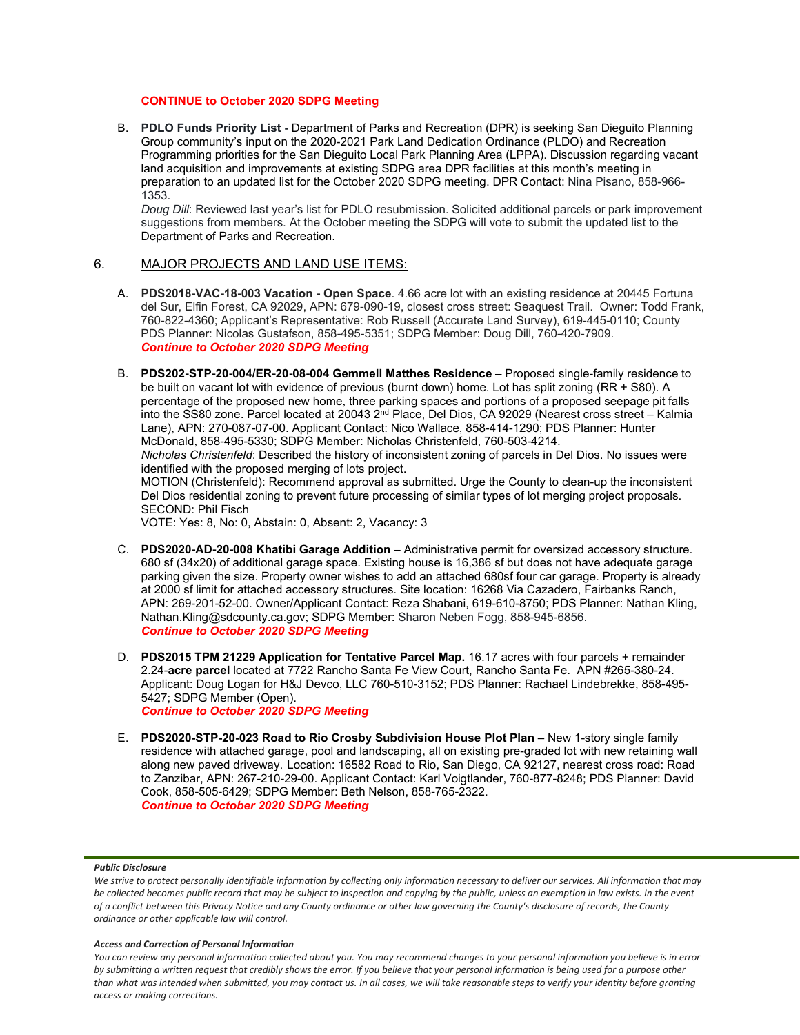**CONTINUE to October 2020 SDPG Meeting**

B. **PDLO Funds Priority List -** Department of Parks and Recreation (DPR) is seeking San Dieguito Planning Group community's input on the 2020-2021 Park Land Dedication Ordinance (PLDO) and Recreation Programming priorities for the San Dieguito Local Park Planning Area (LPPA). Discussion regarding vacant land acquisition and improvements at existing SDPG area DPR facilities at this month's meeting in preparation to an updated list for the October 2020 SDPG meeting. DPR Contact: Nina Pisano, 858-966-1353.

   *Doug Dill*: Reviewed last year's list for PDLO resubmission. Solicited additional parcels or park improvement suggestions from members. At the October meeting the SDPG will vote to submit the updated list to the Department of Parks and Recreation.

## 6. MAJOR PROJECTS AND LAND USE ITEMS:

A. **PDS2018-VAC-18-003 Vacation - Open Space**. 4.66 acre lot with an existing residence at 20445 Fortuna del Sur, Elfin Forest, CA 92029, APN: 679-090-19, closest cross street: Seaquest Trail. Owner: Todd Frank, 760-822-4360; Applicant's Representative: Rob Russell (Accurate Land Survey), 619-445-0110; County PDS Planner: Nicolas Gustafson, 858-495-5351; SDPG Member: Doug Dill, 760-420-7909.
   ***Continue to October 2020 SDPG Meeting***

B. **PDS202-STP-20-004/ER-20-08-004 Gemmell Matthes Residence** – Proposed single-family residence to be built on vacant lot with evidence of previous (burnt down) home. Lot has split zoning (RR + S80). A percentage of the proposed new home, three parking spaces and portions of a proposed seepage pit falls into the SS80 zone. Parcel located at 20043 2nd Place, Del Dios, CA 92029 (Nearest cross street – Kalmia Lane), APN: 270-087-07-00. Applicant Contact: Nico Wallace, 858-414-1290; PDS Planner: Hunter McDonald, 858-495-5330; SDPG Member: Nicholas Christenfeld, 760-503-4214.
   *Nicholas Christenfeld*: Described the history of inconsistent zoning of parcels in Del Dios. No issues were identified with the proposed merging of lots project.
   MOTION (Christenfeld): Recommend approval as submitted. Urge the County to clean-up the inconsistent Del Dios residential zoning to prevent future processing of similar types of lot merging project proposals.
   SECOND: Phil Fisch
   VOTE: Yes: 8, No: 0, Abstain: 0, Absent: 2, Vacancy: 3

C. **PDS2020-AD-20-008 Khatibi Garage Addition** – Administrative permit for oversized accessory structure. 680 sf (34x20) of additional garage space. Existing house is 16,386 sf but does not have adequate garage parking given the size. Property owner wishes to add an attached 680sf four car garage. Property is already at 2000 sf limit for attached accessory structures. Site location: 16268 Via Cazadero, Fairbanks Ranch, APN: 269-201-52-00. Owner/Applicant Contact: Reza Shabani, 619-610-8750; PDS Planner: Nathan Kling, Nathan.Kling@sdcounty.ca.gov; SDPG Member: Sharon Neben Fogg, 858-945-6856.
   ***Continue to October 2020 SDPG Meeting***

D. **PDS2015 TPM 21229 Application for Tentative Parcel Map.** 16.17 acres with four parcels + remainder 2.24-**acre parcel** located at 7722 Rancho Santa Fe View Court, Rancho Santa Fe. APN #265-380-24. Applicant: Doug Logan for H&J Devco, LLC 760-510-3152; PDS Planner: Rachael Lindebrekke, 858-495-5427; SDPG Member (Open).
   ***Continue to October 2020 SDPG Meeting***

E. **PDS2020-STP-20-023 Road to Rio Crosby Subdivision House Plot Plan** – New 1-story single family residence with attached garage, pool and landscaping, all on existing pre-graded lot with new retaining wall along new paved driveway. Location: 16582 Road to Rio, San Diego, CA 92127, nearest cross road: Road to Zanzibar, APN: 267-210-29-00. Applicant Contact: Karl Voigtlander, 760-877-8248; PDS Planner: David Cook, 858-505-6429; SDPG Member: Beth Nelson, 858-765-2322.
   ***Continue to October 2020 SDPG Meeting***

***Public Disclosure***

*We strive to protect personally identifiable information by collecting only information necessary to deliver our services. All information that may be collected becomes public record that may be subject to inspection and copying by the public, unless an exemption in law exists. In the event of a conflict between this Privacy Notice and any County ordinance or other law governing the County's disclosure of records, the County ordinance or other applicable law will control.*

***Access and Correction of Personal Information***

*You can review any personal information collected about you. You may recommend changes to your personal information you believe is in error by submitting a written request that credibly shows the error. If you believe that your personal information is being used for a purpose other than what was intended when submitted, you may contact us. In all cases, we will take reasonable steps to verify your identity before granting access or making corrections.*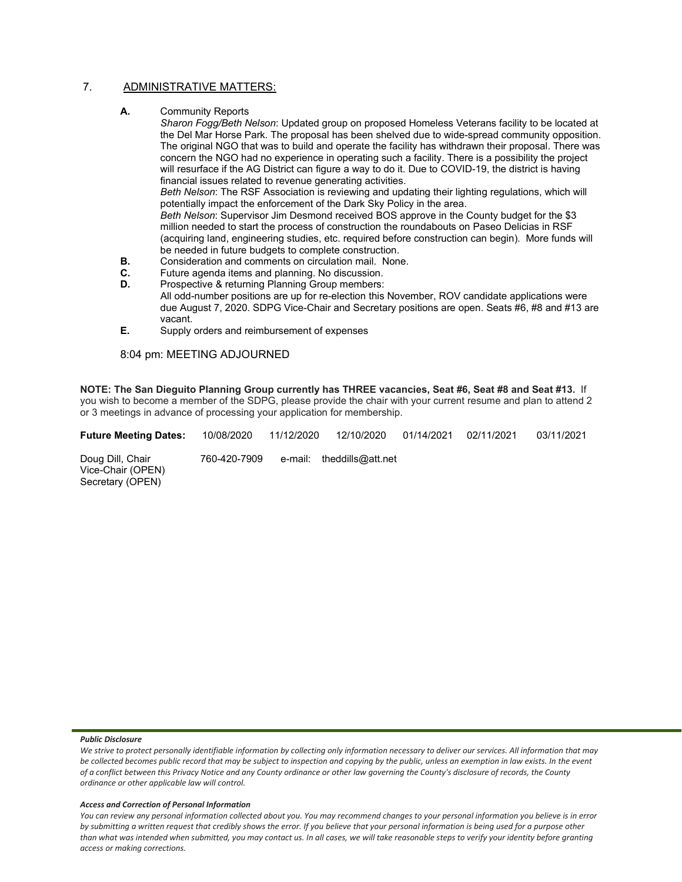## 7. ADMINISTRATIVE MATTERS:

**A.** Community Reports

*Sharon Fogg/Beth Nelson*: Updated group on proposed Homeless Veterans facility to be located at the Del Mar Horse Park. The proposal has been shelved due to wide-spread community opposition. The original NGO that was to build and operate the facility has withdrawn their proposal. There was concern the NGO had no experience in operating such a facility. There is a possibility the project will resurface if the AG District can figure a way to do it. Due to COVID-19, the district is having financial issues related to revenue generating activities.

*Beth Nelson*: The RSF Association is reviewing and updating their lighting regulations, which will potentially impact the enforcement of the Dark Sky Policy in the area.

*Beth Nelson*: Supervisor Jim Desmond received BOS approve in the County budget for the $3 million needed to start the process of construction the roundabouts on Paseo Delicias in RSF (acquiring land, engineering studies, etc. required before construction can begin). More funds will be needed in future budgets to complete construction.

**B.** Consideration and comments on circulation mail. None.

**C.** Future agenda items and planning. No discussion.

**D.** Prospective & returning Planning Group members:
All odd-number positions are up for re-election this November, ROV candidate applications were due August 7, 2020. SDPG Vice-Chair and Secretary positions are open. Seats #6, #8 and #13 are vacant.

**E.** Supply orders and reimbursement of expenses

8:04 pm: MEETING ADJOURNED

**NOTE: The San Dieguito Planning Group currently has THREE vacancies, Seat #6, Seat #8 and Seat #13.** If you wish to become a member of the SDPG, please provide the chair with your current resume and plan to attend 2 or 3 meetings in advance of processing your application for membership.

**Future Meeting Dates:** 10/08/2020 11/12/2020 12/10/2020 01/14/2021 02/11/2021 03/11/2021

Doug Dill, Chair 760-420-7909 e-mail: theddills@att.net
Vice-Chair (OPEN)
Secretary (OPEN)

***Public Disclosure***

*We strive to protect personally identifiable information by collecting only information necessary to deliver our services. All information that may be collected becomes public record that may be subject to inspection and copying by the public, unless an exemption in law exists. In the event of a conflict between this Privacy Notice and any County ordinance or other law governing the County's disclosure of records, the County ordinance or other applicable law will control.*

***Access and Correction of Personal Information***

*You can review any personal information collected about you. You may recommend changes to your personal information you believe is in error by submitting a written request that credibly shows the error. If you believe that your personal information is being used for a purpose other than what was intended when submitted, you may contact us. In all cases, we will take reasonable steps to verify your identity before granting access or making corrections.*